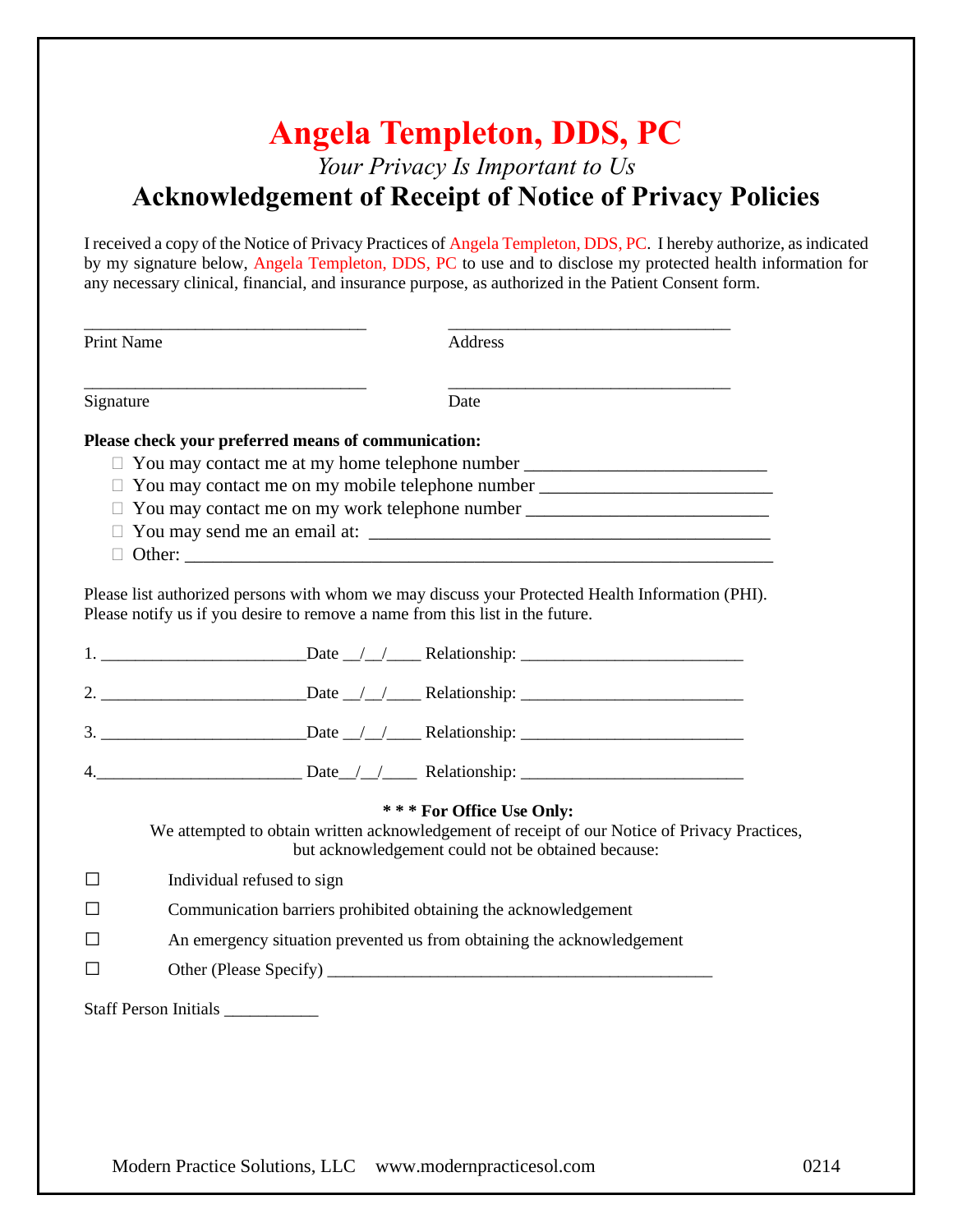# Angela Templeton, DDS, PC

*Your Privacy Is Important to Us*

## Acknowledgement of Receipt of Notice of Privacy Policies

I received a copy of the Notice of Privacy Practices of Angela Templeton, DDS, PC. I hereby authorize, as indicated by my signature below, Angela Templeton, DDS, PC to use and to disclose my protected health information for any necessary clinical, financial, and insurance purpose, as authorized in the Patient Consent form.

_______________________________ &nbsp;&nbsp;&nbsp;&nbsp; _______________________________
Print Name &nbsp;&nbsp;&nbsp;&nbsp; Address

_______________________________ &nbsp;&nbsp;&nbsp;&nbsp; _______________________________
Signature &nbsp;&nbsp;&nbsp;&nbsp; Date

**Please check your preferred means of communication:**

- ☐ You may contact me at my home telephone number ___________________________
- ☐ You may contact me on my mobile telephone number __________________________
- ☐ You may contact me on my work telephone number ___________________________
- ☐ You may send me an email at: ____________________________________________
- ☐ Other: _________________________________________________________________

Please list authorized persons with whom we may discuss your Protected Health Information (PHI). Please notify us if you desire to remove a name from this list in the future.

1. _______________________Date __/__/____ Relationship: _________________________
2. _______________________Date __/__/____ Relationship: _________________________
3. _______________________Date __/__/____ Relationship: _________________________
4. _______________________ Date__/__/____ Relationship: _________________________

**\* \* \* For Office Use Only:**

We attempted to obtain written acknowledgement of receipt of our Notice of Privacy Practices, but acknowledgement could not be obtained because:

- ☐ Individual refused to sign
- ☐ Communication barriers prohibited obtaining the acknowledgement
- ☐ An emergency situation prevented us from obtaining the acknowledgement
- ☐ Other (Please Specify) ____________________________________________

Staff Person Initials ___________

Modern Practice Solutions, LLC www.modernpracticesol.com 0214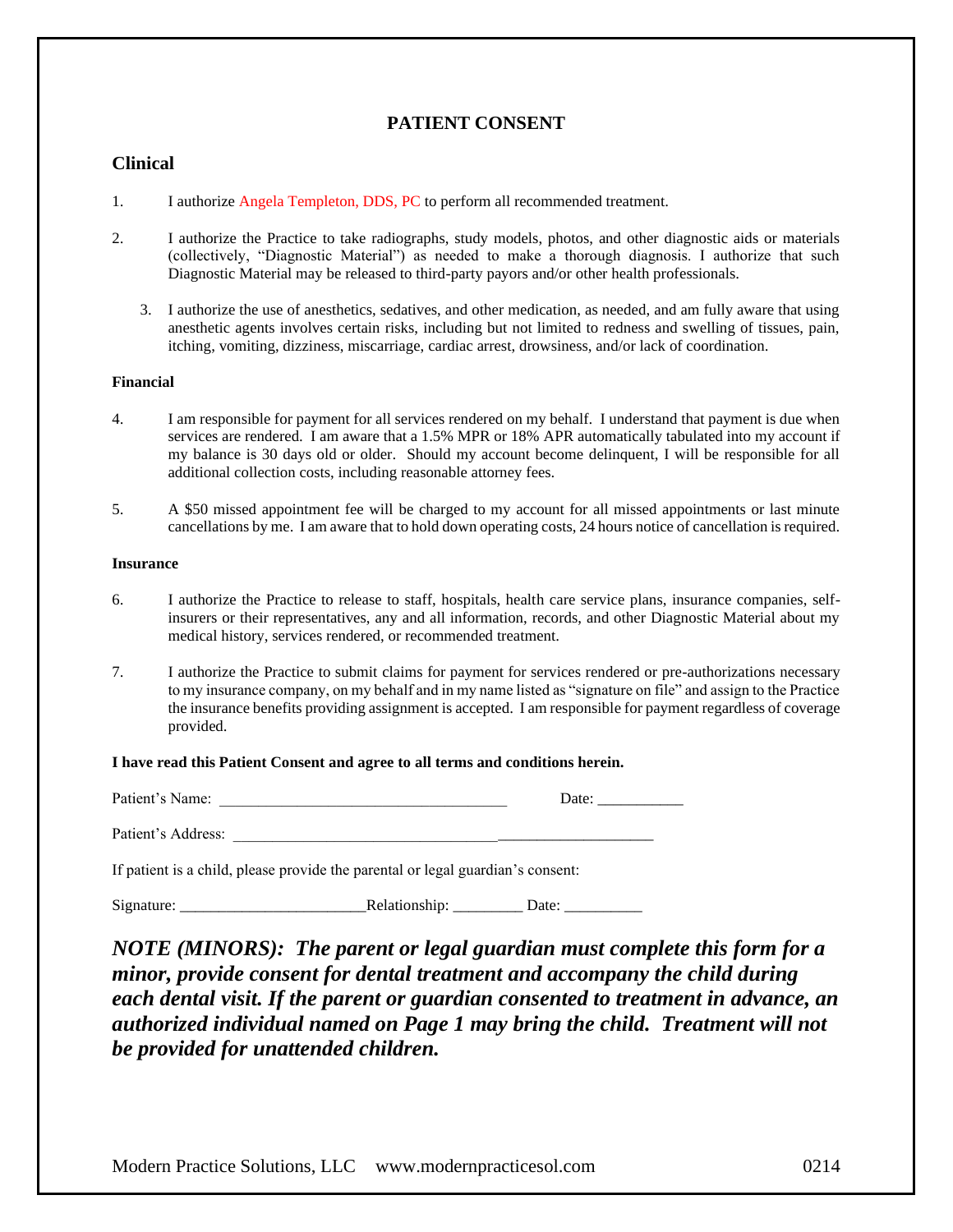## PATIENT CONSENT

### Clinical

1. I authorize Angela Templeton, DDS, PC to perform all recommended treatment.

2. I authorize the Practice to take radiographs, study models, photos, and other diagnostic aids or materials (collectively, "Diagnostic Material") as needed to make a thorough diagnosis. I authorize that such Diagnostic Material may be released to third-party payors and/or other health professionals.

3. I authorize the use of anesthetics, sedatives, and other medication, as needed, and am fully aware that using anesthetic agents involves certain risks, including but not limited to redness and swelling of tissues, pain, itching, vomiting, dizziness, miscarriage, cardiac arrest, drowsiness, and/or lack of coordination.

**Financial**

4. I am responsible for payment for all services rendered on my behalf. I understand that payment is due when services are rendered. I am aware that a 1.5% MPR or 18% APR automatically tabulated into my account if my balance is 30 days old or older. Should my account become delinquent, I will be responsible for all additional collection costs, including reasonable attorney fees.

5. A $50 missed appointment fee will be charged to my account for all missed appointments or last minute cancellations by me. I am aware that to hold down operating costs, 24 hours notice of cancellation is required.

**Insurance**

6. I authorize the Practice to release to staff, hospitals, health care service plans, insurance companies, self-insurers or their representatives, any and all information, records, and other Diagnostic Material about my medical history, services rendered, or recommended treatment.

7. I authorize the Practice to submit claims for payment for services rendered or pre-authorizations necessary to my insurance company, on my behalf and in my name listed as "signature on file" and assign to the Practice the insurance benefits providing assignment is accepted. I am responsible for payment regardless of coverage provided.

**I have read this Patient Consent and agree to all terms and conditions herein.**

Patient's Name: ____________________________________ Date: ___________

Patient's Address: __________________________________________________

If patient is a child, please provide the parental or legal guardian's consent:

Signature: ________________________Relationship: _________ Date: __________

***NOTE (MINORS): The parent or legal guardian must complete this form for a minor, provide consent for dental treatment and accompany the child during each dental visit. If the parent or guardian consented to treatment in advance, an authorized individual named on Page 1 may bring the child. Treatment will not be provided for unattended children.***

Modern Practice Solutions, LLC www.modernpracticesol.com 0214